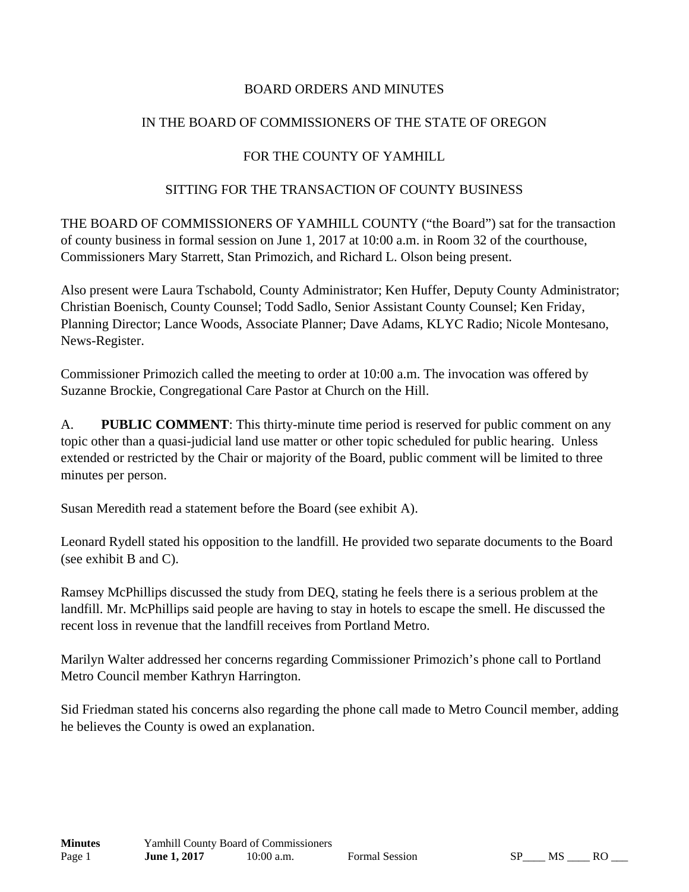BOARD ORDERS AND MINUTES

IN THE BOARD OF COMMISSIONERS OF THE STATE OF OREGON

FOR THE COUNTY OF YAMHILL

SITTING FOR THE TRANSACTION OF COUNTY BUSINESS

THE BOARD OF COMMISSIONERS OF YAMHILL COUNTY ("the Board") sat for the transaction of county business in formal session on June 1, 2017 at 10:00 a.m. in Room 32 of the courthouse, Commissioners Mary Starrett, Stan Primozich, and Richard L. Olson being present.

Also present were Laura Tschabold, County Administrator; Ken Huffer, Deputy County Administrator; Christian Boenisch, County Counsel; Todd Sadlo, Senior Assistant County Counsel; Ken Friday, Planning Director; Lance Woods, Associate Planner; Dave Adams, KLYC Radio; Nicole Montesano, News-Register.

Commissioner Primozich called the meeting to order at 10:00 a.m. The invocation was offered by Suzanne Brockie, Congregational Care Pastor at Church on the Hill.

A. **PUBLIC COMMENT**: This thirty-minute time period is reserved for public comment on any topic other than a quasi-judicial land use matter or other topic scheduled for public hearing. Unless extended or restricted by the Chair or majority of the Board, public comment will be limited to three minutes per person.

Susan Meredith read a statement before the Board (see exhibit A).

Leonard Rydell stated his opposition to the landfill. He provided two separate documents to the Board (see exhibit B and C).

Ramsey McPhillips discussed the study from DEQ, stating he feels there is a serious problem at the landfill. Mr. McPhillips said people are having to stay in hotels to escape the smell. He discussed the recent loss in revenue that the landfill receives from Portland Metro.

Marilyn Walter addressed her concerns regarding Commissioner Primozich's phone call to Portland Metro Council member Kathryn Harrington.

Sid Friedman stated his concerns also regarding the phone call made to Metro Council member, adding he believes the County is owed an explanation.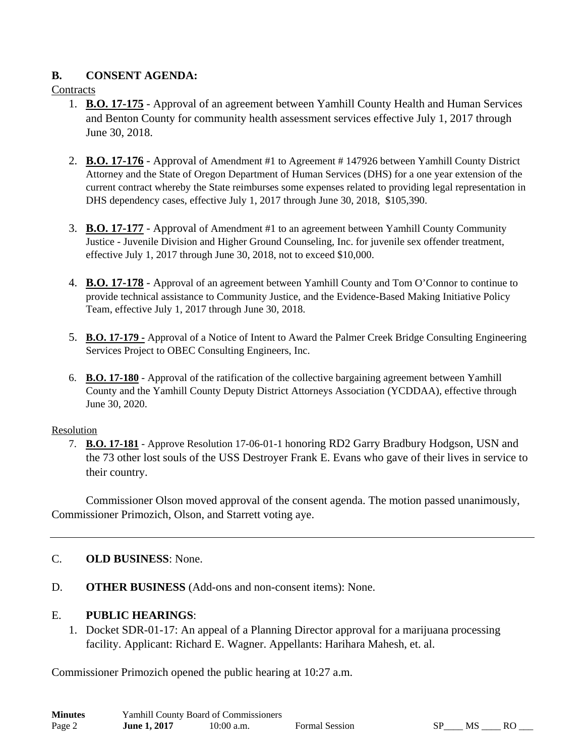## B. CONSENT AGENDA:

Contracts

1. **B.O. 17-175** - Approval of an agreement between Yamhill County Health and Human Services and Benton County for community health assessment services effective July 1, 2017 through June 30, 2018.

2. **B.O. 17-176** - Approval of Amendment #1 to Agreement # 147926 between Yamhill County District Attorney and the State of Oregon Department of Human Services (DHS) for a one year extension of the current contract whereby the State reimburses some expenses related to providing legal representation in DHS dependency cases, effective July 1, 2017 through June 30, 2018, $105,390.

3. **B.O. 17-177** - Approval of Amendment #1 to an agreement between Yamhill County Community Justice - Juvenile Division and Higher Ground Counseling, Inc. for juvenile sex offender treatment, effective July 1, 2017 through June 30, 2018, not to exceed $10,000.

4. **B.O. 17-178** - Approval of an agreement between Yamhill County and Tom O'Connor to continue to provide technical assistance to Community Justice, and the Evidence-Based Making Initiative Policy Team, effective July 1, 2017 through June 30, 2018.

5. **B.O. 17-179** - Approval of a Notice of Intent to Award the Palmer Creek Bridge Consulting Engineering Services Project to OBEC Consulting Engineers, Inc.

6. **B.O. 17-180** - Approval of the ratification of the collective bargaining agreement between Yamhill County and the Yamhill County Deputy District Attorneys Association (YCDDAA), effective through June 30, 2020.

Resolution

7. **B.O. 17-181** - Approve Resolution 17-06-01-1 honoring RD2 Garry Bradbury Hodgson, USN and the 73 other lost souls of the USS Destroyer Frank E. Evans who gave of their lives in service to their country.

Commissioner Olson moved approval of the consent agenda. The motion passed unanimously, Commissioner Primozich, Olson, and Starrett voting aye.

---

## C. OLD BUSINESS: None.

## D. OTHER BUSINESS (Add-ons and non-consent items): None.

## E. PUBLIC HEARINGS:

1. Docket SDR-01-17: An appeal of a Planning Director approval for a marijuana processing facility. Applicant: Richard E. Wagner. Appellants: Harihara Mahesh, et. al.

Commissioner Primozich opened the public hearing at 10:27 a.m.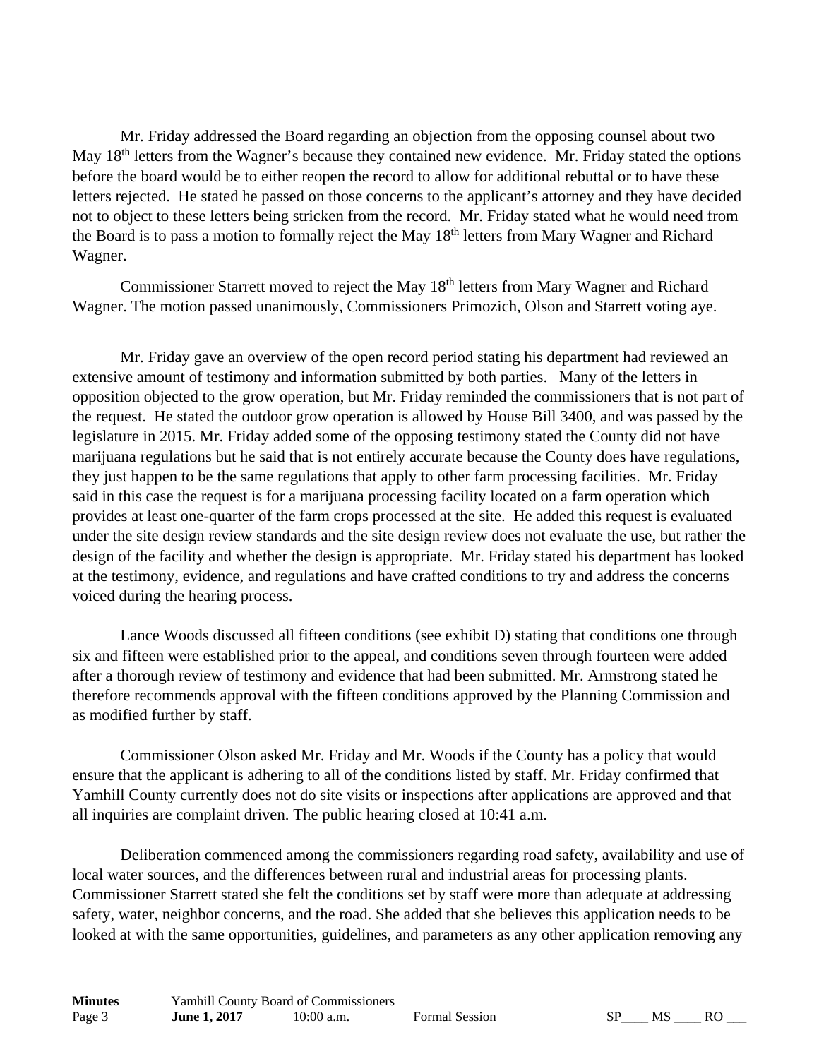Mr. Friday addressed the Board regarding an objection from the opposing counsel about two May 18th letters from the Wagner's because they contained new evidence. Mr. Friday stated the options before the board would be to either reopen the record to allow for additional rebuttal or to have these letters rejected. He stated he passed on those concerns to the applicant's attorney and they have decided not to object to these letters being stricken from the record. Mr. Friday stated what he would need from the Board is to pass a motion to formally reject the May 18th letters from Mary Wagner and Richard Wagner.

Commissioner Starrett moved to reject the May 18th letters from Mary Wagner and Richard Wagner. The motion passed unanimously, Commissioners Primozich, Olson and Starrett voting aye.

Mr. Friday gave an overview of the open record period stating his department had reviewed an extensive amount of testimony and information submitted by both parties. Many of the letters in opposition objected to the grow operation, but Mr. Friday reminded the commissioners that is not part of the request. He stated the outdoor grow operation is allowed by House Bill 3400, and was passed by the legislature in 2015. Mr. Friday added some of the opposing testimony stated the County did not have marijuana regulations but he said that is not entirely accurate because the County does have regulations, they just happen to be the same regulations that apply to other farm processing facilities. Mr. Friday said in this case the request is for a marijuana processing facility located on a farm operation which provides at least one-quarter of the farm crops processed at the site. He added this request is evaluated under the site design review standards and the site design review does not evaluate the use, but rather the design of the facility and whether the design is appropriate. Mr. Friday stated his department has looked at the testimony, evidence, and regulations and have crafted conditions to try and address the concerns voiced during the hearing process.

Lance Woods discussed all fifteen conditions (see exhibit D) stating that conditions one through six and fifteen were established prior to the appeal, and conditions seven through fourteen were added after a thorough review of testimony and evidence that had been submitted. Mr. Armstrong stated he therefore recommends approval with the fifteen conditions approved by the Planning Commission and as modified further by staff.

Commissioner Olson asked Mr. Friday and Mr. Woods if the County has a policy that would ensure that the applicant is adhering to all of the conditions listed by staff. Mr. Friday confirmed that Yamhill County currently does not do site visits or inspections after applications are approved and that all inquiries are complaint driven. The public hearing closed at 10:41 a.m.

Deliberation commenced among the commissioners regarding road safety, availability and use of local water sources, and the differences between rural and industrial areas for processing plants. Commissioner Starrett stated she felt the conditions set by staff were more than adequate at addressing safety, water, neighbor concerns, and the road. She added that she believes this application needs to be looked at with the same opportunities, guidelines, and parameters as any other application removing any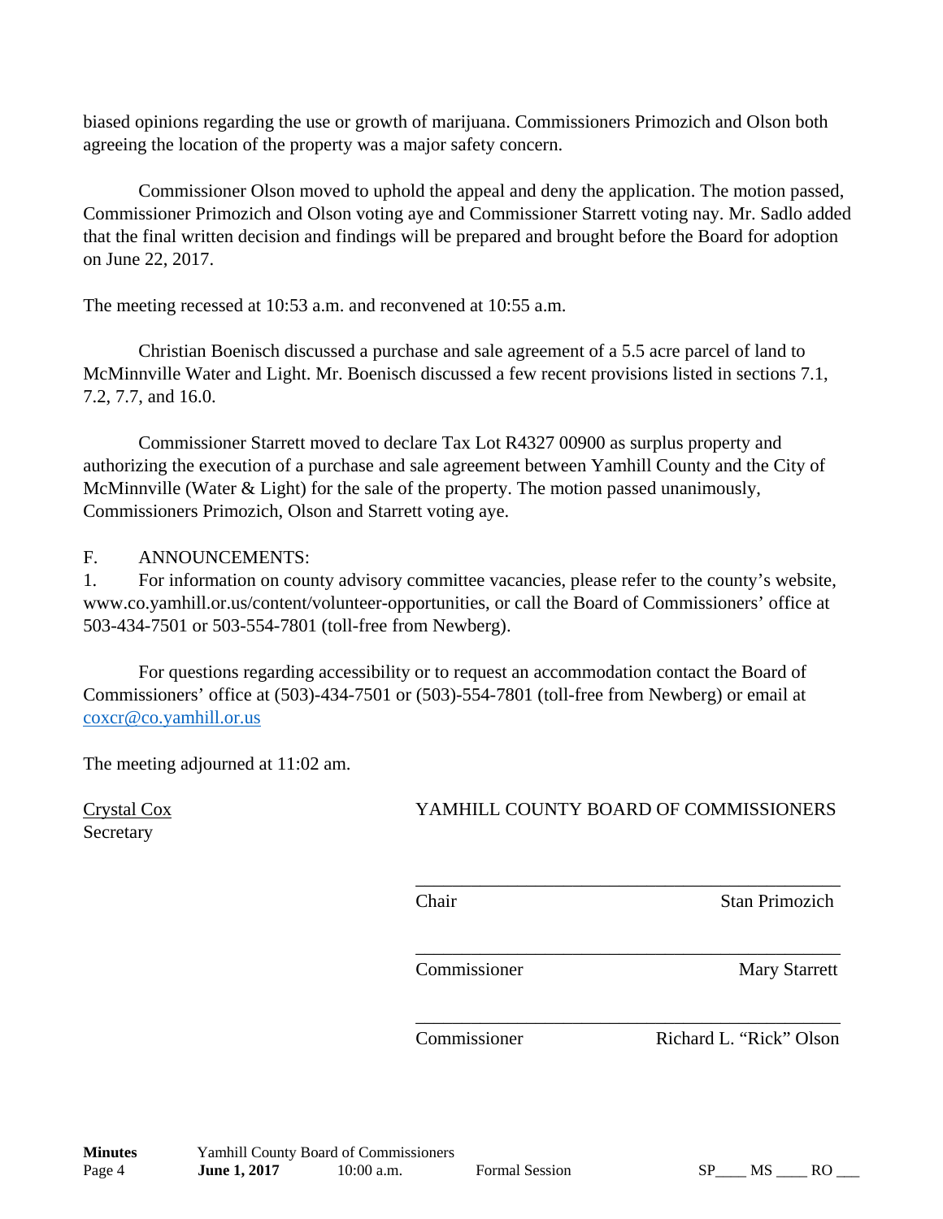biased opinions regarding the use or growth of marijuana. Commissioners Primozich and Olson both agreeing the location of the property was a major safety concern.

Commissioner Olson moved to uphold the appeal and deny the application. The motion passed, Commissioner Primozich and Olson voting aye and Commissioner Starrett voting nay. Mr. Sadlo added that the final written decision and findings will be prepared and brought before the Board for adoption on June 22, 2017.

The meeting recessed at 10:53 a.m. and reconvened at 10:55 a.m.

Christian Boenisch discussed a purchase and sale agreement of a 5.5 acre parcel of land to McMinnville Water and Light. Mr. Boenisch discussed a few recent provisions listed in sections 7.1, 7.2, 7.7, and 16.0.

Commissioner Starrett moved to declare Tax Lot R4327 00900 as surplus property and authorizing the execution of a purchase and sale agreement between Yamhill County and the City of McMinnville (Water & Light) for the sale of the property. The motion passed unanimously, Commissioners Primozich, Olson and Starrett voting aye.

F. ANNOUNCEMENTS:

1. For information on county advisory committee vacancies, please refer to the county's website, www.co.yamhill.or.us/content/volunteer-opportunities, or call the Board of Commissioners' office at 503-434-7501 or 503-554-7801 (toll-free from Newberg).

For questions regarding accessibility or to request an accommodation contact the Board of Commissioners' office at (503)-434-7501 or (503)-554-7801 (toll-free from Newberg) or email at coxcr@co.yamhill.or.us

The meeting adjourned at 11:02 am.

Crystal Cox
Secretary

YAMHILL COUNTY BOARD OF COMMISSIONERS

\_\_\_\_\_\_\_\_\_\_\_\_\_\_\_\_\_\_\_\_\_\_\_\_\_\_\_\_\_\_\_\_\_\_\_\_\_\_\_\_\_\_
Chair Stan Primozich

\_\_\_\_\_\_\_\_\_\_\_\_\_\_\_\_\_\_\_\_\_\_\_\_\_\_\_\_\_\_\_\_\_\_\_\_\_\_\_\_\_\_
Commissioner Mary Starrett

\_\_\_\_\_\_\_\_\_\_\_\_\_\_\_\_\_\_\_\_\_\_\_\_\_\_\_\_\_\_\_\_\_\_\_\_\_\_\_\_\_\_
Commissioner Richard L. "Rick" Olson